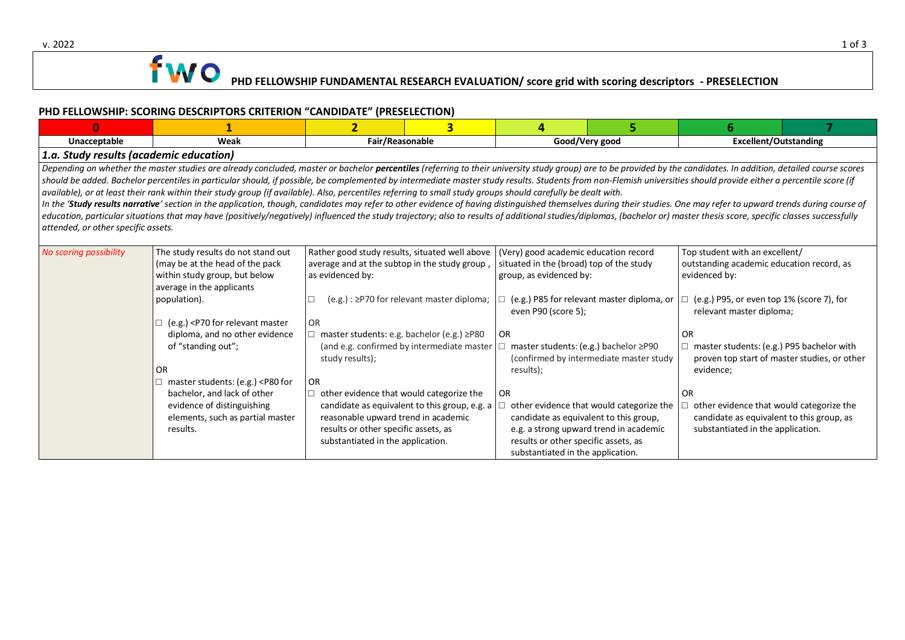# PHD FELLOWSHIP FUNDAMENTAL RESEARCH EVALUATION/ score grid with scoring descriptors - PRESELECTION

## PHD FELLOWSHIP: SCORING DESCRIPTORS CRITERION "CANDIDATE" (PRESELECTION)

| 0 | 1 | 2 | 3 | 4 | 5 | 6 | 7 |
|---|---|---|---|---|---|---|---|
| Unacceptable | Weak | Fair/Reasonable | | Good/Very good | | Excellent/Outstanding | |

### *1.a. Study results (academic education)*

*Depending on whether the master studies are already concluded, master or bachelor **percentiles** (referring to their university study group) are to be provided by the candidates. In addition, detailed course scores should be added. Bachelor percentiles in particular should, if possible, be complemented by intermediate master study results. Students from non-Flemish universities should provide either a percentile score (if available), or at least their rank within their study group (if available). Also, percentiles referring to small study groups should carefully be dealt with.*
*In the '**Study results narrative**' section in the application, though, candidates may refer to other evidence of having distinguished themselves during their studies. One may refer to upward trends during course of education, particular situations that may have (positively/negatively) influenced the study trajectory; also to results of additional studies/diplomas, (bachelor or) master thesis score, specific classes successfully attended, or other specific assets.*

| 0 | 1 | 2–3 | 4–5 | 6–7 |
|---|---|---|---|---|
| *No scoring possibility* | The study results do not stand out (may be at the head of the pack within study group, but below average in the applicants population).<br><br>☐ (e.g.) <P70 for relevant master diploma, and no other evidence of "standing out";<br><br>OR<br>☐ master students: (e.g.) <P80 for bachelor, and lack of other evidence of distinguishing elements, such as partial master results. | Rather good study results, situated well above average and at the subtop in the study group, as evidenced by:<br><br>☐ (e.g.) : ≥P70 for relevant master diploma;<br><br>OR<br>☐ master students: e.g. bachelor (e.g.) ≥P80 (and e.g. confirmed by intermediate master study results);<br><br>OR<br>☐ other evidence that would categorize the candidate as equivalent to this group, e.g. a reasonable upward trend in academic results or other specific assets, as substantiated in the application. | (Very) good academic education record situated in the (broad) top of the study group, as evidenced by:<br><br>☐ (e.g.) P85 for relevant master diploma, or even P90 (score 5);<br><br>OR<br>☐ master students: (e.g.) bachelor ≥P90 (confirmed by intermediate master study results);<br><br>OR<br>☐ other evidence that would categorize the candidate as equivalent to this group, e.g. a strong upward trend in academic results or other specific assets, as substantiated in the application. | Top student with an excellent/ outstanding academic education record, as evidenced by:<br><br>☐ (e.g.) P95, or even top 1% (score 7), for relevant master diploma;<br><br>OR<br>☐ master students: (e.g.) P95 bachelor with proven top start of master studies, or other evidence;<br><br>OR<br>☐ other evidence that would categorize the candidate as equivalent to this group, as substantiated in the application. |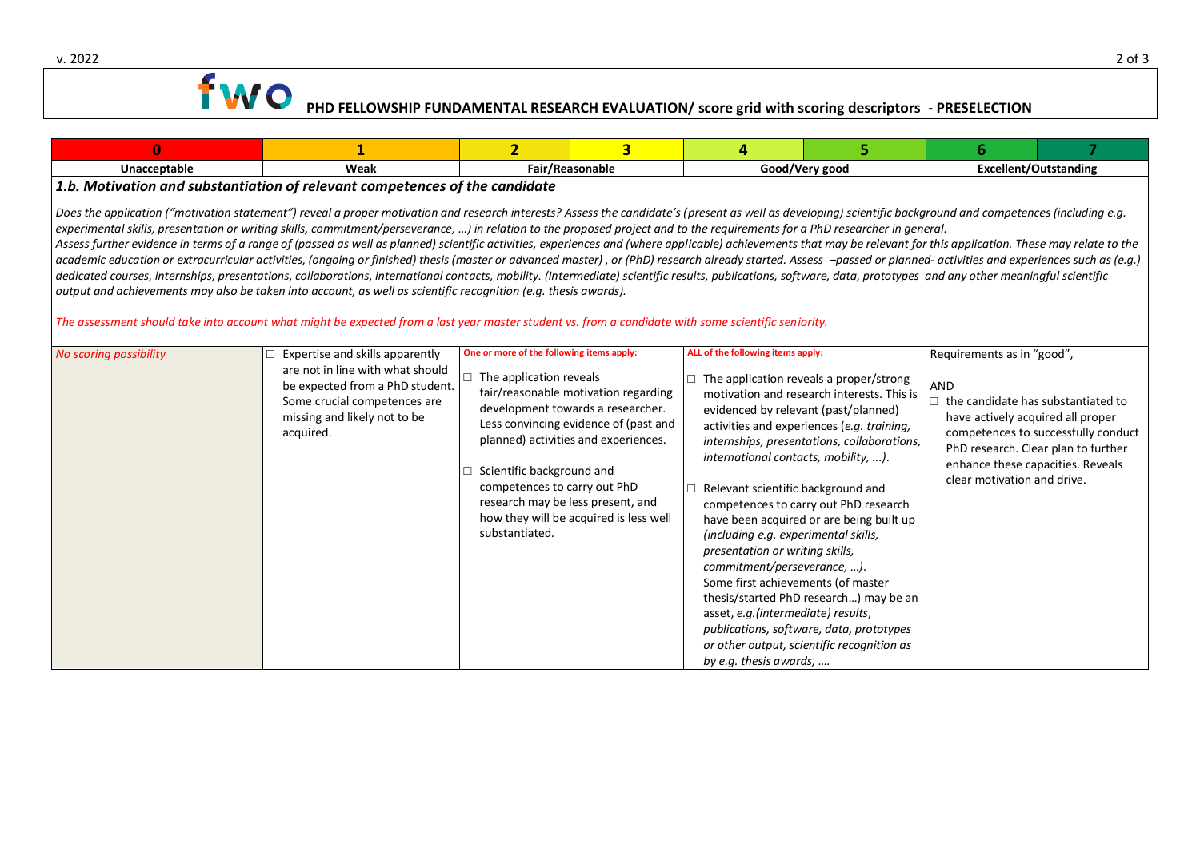# PHD FELLOWSHIP FUNDAMENTAL RESEARCH EVALUATION/ score grid with scoring descriptors - PRESELECTION

| 0 | 1 | 2 | 3 | 4 | 5 | 6 | 7 |
|---|---|---|---|---|---|---|---|
| Unacceptable | Weak | Fair/Reasonable | | Good/Very good | | Excellent/Outstanding | |

### *1.b. Motivation and substantiation of relevant competences of the candidate*

*Does the application ("motivation statement") reveal a proper motivation and research interests? Assess the candidate's (present as well as developing) scientific background and competences (including e.g. experimental skills, presentation or writing skills, commitment/perseverance, …) in relation to the proposed project and to the requirements for a PhD researcher in general.*
*Assess further evidence in terms of a range of (passed as well as planned) scientific activities, experiences and (where applicable) achievements that may be relevant for this application. These may relate to the academic education or extracurricular activities, (ongoing or finished) thesis (master or advanced master) , or (PhD) research already started. Assess –passed or planned- activities and experiences such as (e.g.) dedicated courses, internships, presentations, collaborations, international contacts, mobility. (Intermediate) scientific results, publications, software, data, prototypes and any other meaningful scientific output and achievements may also be taken into account, as well as scientific recognition (e.g. thesis awards).*

*The assessment should take into account what might be expected from a last year master student vs. from a candidate with some scientific seniority.*

| 0 | 1 | 2–3 | 4–5 | 6–7 |
|---|---|---|---|---|
| *No scoring possibility* | ☐ Expertise and skills apparently are not in line with what should be expected from a PhD student. Some crucial competences are missing and likely not to be acquired. | **One or more of the following items apply:**<br>☐ The application reveals fair/reasonable motivation regarding development towards a researcher. Less convincing evidence of (past and planned) activities and experiences.<br>☐ Scientific background and competences to carry out PhD research may be less present, and how they will be acquired is less well substantiated. | **ALL of the following items apply:**<br>☐ The application reveals a proper/strong motivation and research interests. This is evidenced by relevant (past/planned) activities and experiences (*e.g. training, internships, presentations, collaborations, international contacts, mobility, ...*).<br>☐ Relevant scientific background and competences to carry out PhD research have been acquired or are being built up *(including e.g. experimental skills, presentation or writing skills, commitment/perseverance, …)*. Some first achievements (of master thesis/started PhD research…) may be an asset, *e.g.(intermediate) results, publications, software, data, prototypes or other output, scientific recognition as by e.g. thesis awards, ….* | Requirements as in "good",<br>AND<br>☐ the candidate has substantiated to have actively acquired all proper competences to successfully conduct PhD research. Clear plan to further enhance these capacities. Reveals clear motivation and drive. |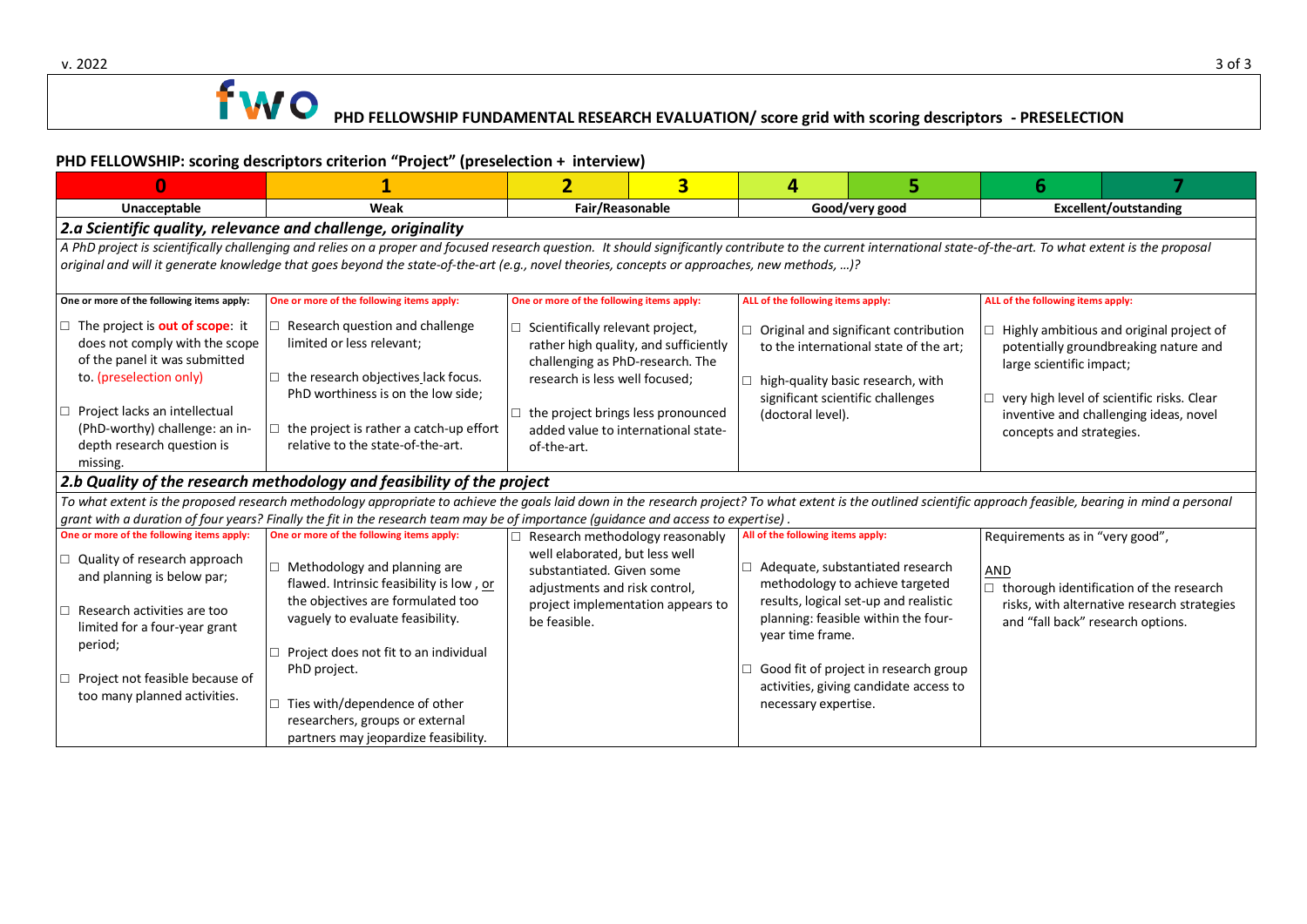# PHD FELLOWSHIP FUNDAMENTAL RESEARCH EVALUATION/ score grid with scoring descriptors - PRESELECTION

## PHD FELLOWSHIP: scoring descriptors criterion "Project" (preselection + interview)

| 0 | 1 | 2 | 3 | 4 | 5 | 6 | 7 |
|---|---|---|---|---|---|---|---|
| **Unacceptable** | **Weak** | **Fair/Reasonable** | | **Good/very good** | | **Excellent/outstanding** | |
| ***2.a Scientific quality, relevance and challenge, originality*** | | | | | | | |
| *A PhD project is scientifically challenging and relies on a proper and focused research question. It should significantly contribute to the current international state-of-the-art. To what extent is the proposal original and will it generate knowledge that goes beyond the state-of-the-art (e.g., novel theories, concepts or approaches, new methods, …)?* | | | | | | | |
| **One or more of the following items apply:** ☐ The project is **out of scope**: it does not comply with the scope of the panel it was submitted to. (preselection only) ☐ Project lacks an intellectual (PhD-worthy) challenge: an in-depth research question is missing. | **One or more of the following items apply:** ☐ Research question and challenge limited or less relevant; ☐ the research objectives lack focus. PhD worthiness is on the low side; ☐ the project is rather a catch-up effort relative to the state-of-the-art. | **One or more of the following items apply:** ☐ Scientifically relevant project, rather high quality, and sufficiently challenging as PhD-research. The research is less well focused; ☐ the project brings less pronounced added value to international state-of-the-art. | | **ALL of the following items apply:** ☐ Original and significant contribution to the international state of the art; ☐ high-quality basic research, with significant scientific challenges (doctoral level). | | **ALL of the following items apply:** ☐ Highly ambitious and original project of potentially groundbreaking nature and large scientific impact; ☐ very high level of scientific risks. Clear inventive and challenging ideas, novel concepts and strategies. | |
| ***2.b Quality of the research methodology and feasibility of the project*** | | | | | | | |
| *To what extent is the proposed research methodology appropriate to achieve the goals laid down in the research project? To what extent is the outlined scientific approach feasible, bearing in mind a personal grant with a duration of four years? Finally the fit in the research team may be of importance (guidance and access to expertise).* | | | | | | | |
| **One or more of the following items apply:** ☐ Quality of research approach and planning is below par; ☐ Research activities are too limited for a four-year grant period; ☐ Project not feasible because of too many planned activities. | **One or more of the following items apply:** ☐ Methodology and planning are flawed. Intrinsic feasibility is low , or the objectives are formulated too vaguely to evaluate feasibility. ☐ Project does not fit to an individual PhD project. ☐ Ties with/dependence of other researchers, groups or external partners may jeopardize feasibility. | ☐ Research methodology reasonably well elaborated, but less well substantiated. Given some adjustments and risk control, project implementation appears to be feasible. | | **All of the following items apply:** ☐ Adequate, substantiated research methodology to achieve targeted results, logical set-up and realistic planning: feasible within the four-year time frame. ☐ Good fit of project in research group activities, giving candidate access to necessary expertise. | | Requirements as in "very good", AND ☐ thorough identification of the research risks, with alternative research strategies and "fall back" research options. | |